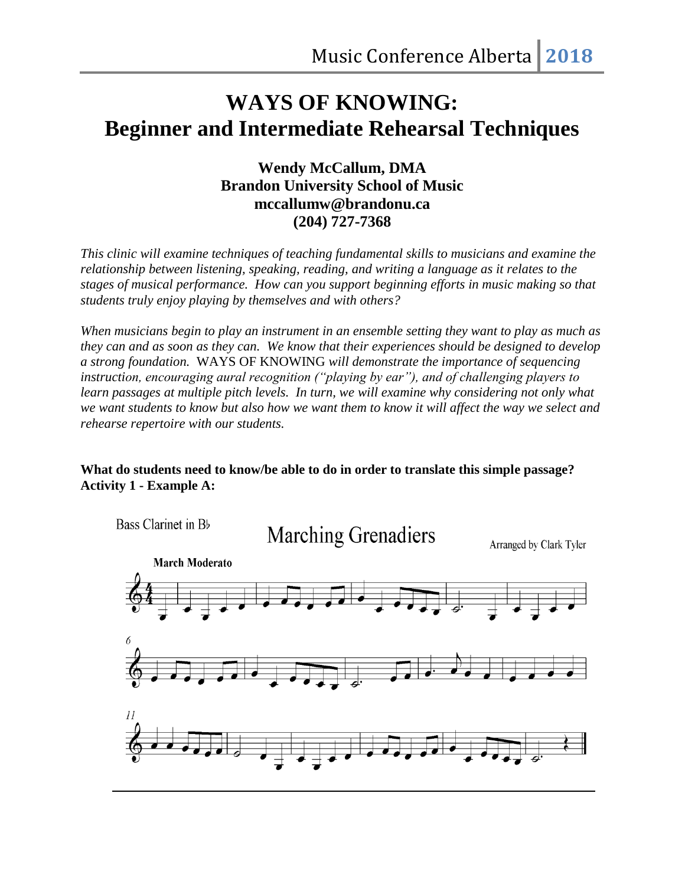# WAYS OF KNOWING: Beginner and Intermediate Rehearsal Techniques

**Wendy McCallum, DMA**
**Brandon University School of Music**
**mccallumw@brandonu.ca**
**(204) 727-7368**

*This clinic will examine techniques of teaching fundamental skills to musicians and examine the relationship between listening, speaking, reading, and writing a language as it relates to the stages of musical performance. How can you support beginning efforts in music making so that students truly enjoy playing by themselves and with others?*

*When musicians begin to play an instrument in an ensemble setting they want to play as much as they can and as soon as they can. We know that their experiences should be designed to develop a strong foundation.* WAYS OF KNOWING *will demonstrate the importance of sequencing instruction, encouraging aural recognition ("playing by ear"), and of challenging players to learn passages at multiple pitch levels. In turn, we will examine why considering not only what we want students to know but also how we want them to know it will affect the way we select and rehearse repertoire with our students.*

**What do students need to know/be able to do in order to translate this simple passage?**
**Activity 1 - Example A:**

Bass Clarinet in B♭

Marching Grenadiers

Arranged by Clark Tyler

March Moderato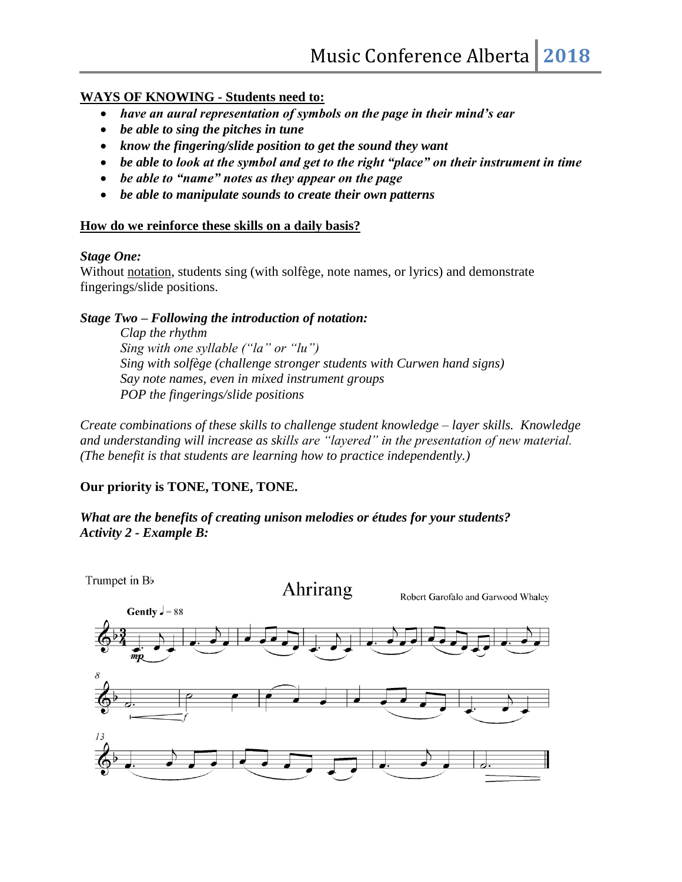**WAYS OF KNOWING - Students need to:**

- ***have an aural representation of symbols on the page in their mind's ear***
- ***be able to sing the pitches in tune***
- ***know the fingering/slide position to get the sound they want***
- ***be able to look at the symbol and get to the right "place" on their instrument in time***
- ***be able to "name" notes as they appear on the page***
- ***be able to manipulate sounds to create their own patterns***

**How do we reinforce these skills on a daily basis?**

***Stage One:***

Without notation, students sing (with solfège, note names, or lyrics) and demonstrate fingerings/slide positions.

***Stage Two – Following the introduction of notation:***

*Clap the rhythm*
*Sing with one syllable ("la" or "lu")*
*Sing with solfège (challenge stronger students with Curwen hand signs)*
*Say note names, even in mixed instrument groups*
*POP the fingerings/slide positions*

*Create combinations of these skills to challenge student knowledge – layer skills. Knowledge and understanding will increase as skills are "layered" in the presentation of new material. (The benefit is that students are learning how to practice independently.)*

**Our priority is TONE, TONE, TONE.**

***What are the benefits of creating unison melodies or études for your students?***
***Activity 2 - Example B:***

Trumpet in B♭

Ahrirang

Robert Garofalo and Garwood Whaley

Gently ♩ = 88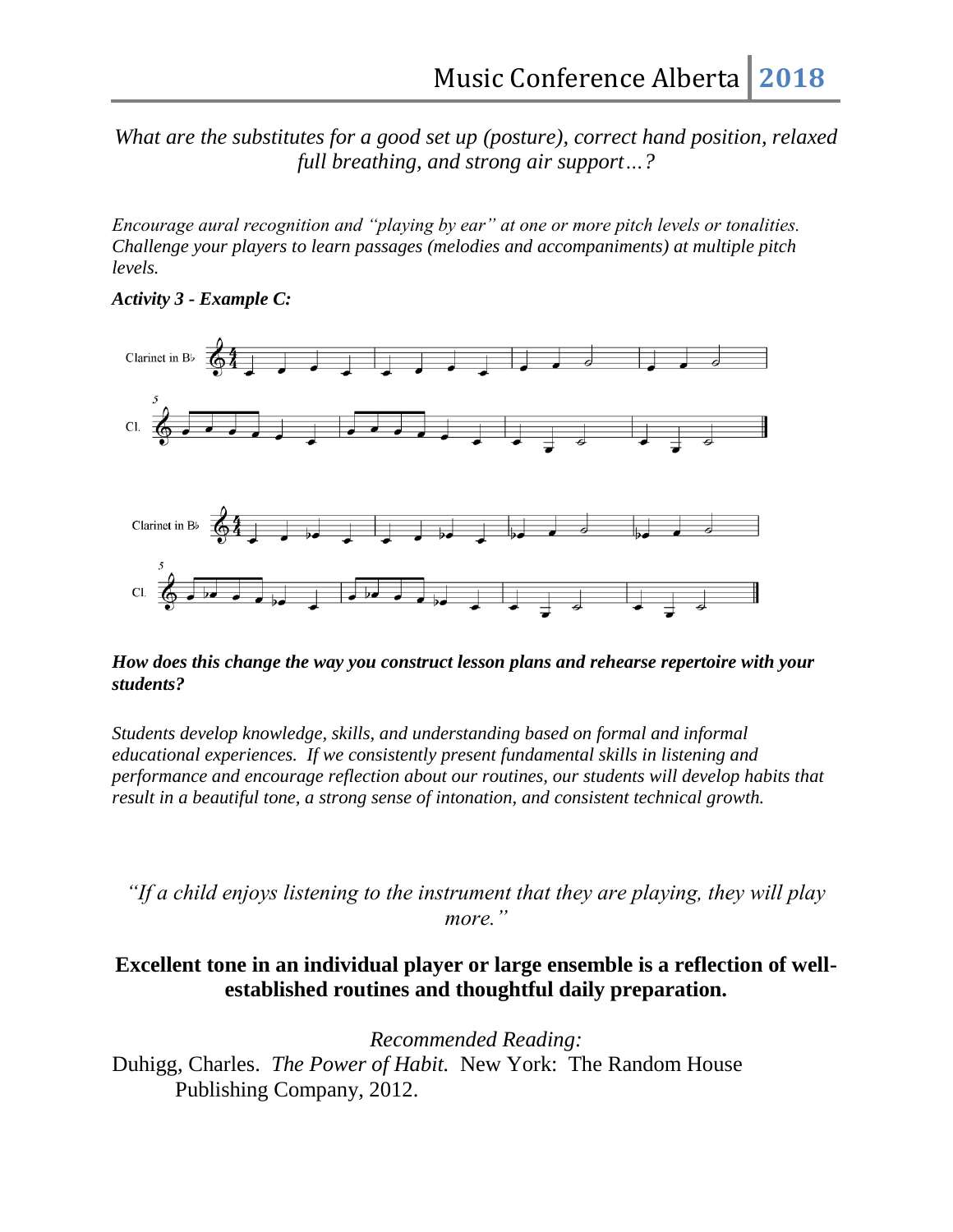*What are the substitutes for a good set up (posture), correct hand position, relaxed full breathing, and strong air support…?*

*Encourage aural recognition and "playing by ear" at one or more pitch levels or tonalities. Challenge your players to learn passages (melodies and accompaniments) at multiple pitch levels.*

***Activity 3 - Example C:***

***How does this change the way you construct lesson plans and rehearse repertoire with your students?***

*Students develop knowledge, skills, and understanding based on formal and informal educational experiences. If we consistently present fundamental skills in listening and performance and encourage reflection about our routines, our students will develop habits that result in a beautiful tone, a strong sense of intonation, and consistent technical growth.*

*"If a child enjoys listening to the instrument that they are playing, they will play more."*

**Excellent tone in an individual player or large ensemble is a reflection of well-established routines and thoughtful daily preparation.**

*Recommended Reading:*

Duhigg, Charles. *The Power of Habit.* New York: The Random House Publishing Company, 2012.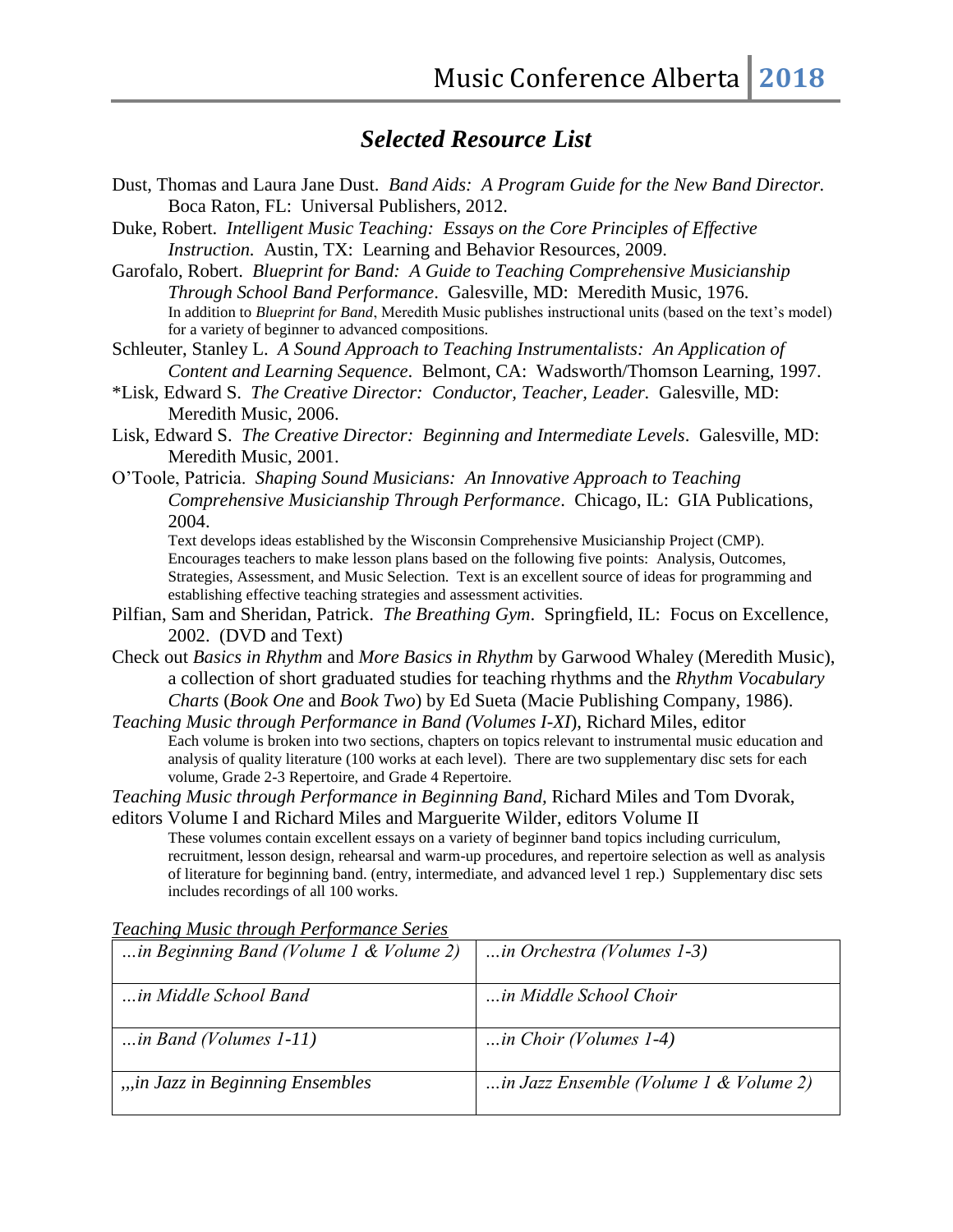# *Selected Resource List*

Dust, Thomas and Laura Jane Dust. *Band Aids: A Program Guide for the New Band Director.* Boca Raton, FL: Universal Publishers, 2012.

Duke, Robert. *Intelligent Music Teaching: Essays on the Core Principles of Effective Instruction.* Austin, TX: Learning and Behavior Resources, 2009.

Garofalo, Robert. *Blueprint for Band: A Guide to Teaching Comprehensive Musicianship Through School Band Performance*. Galesville, MD: Meredith Music, 1976.
In addition to *Blueprint for Band*, Meredith Music publishes instructional units (based on the text's model) for a variety of beginner to advanced compositions.

Schleuter, Stanley L. *A Sound Approach to Teaching Instrumentalists: An Application of Content and Learning Sequence*. Belmont, CA: Wadsworth/Thomson Learning, 1997.

*Lisk, Edward S. *The Creative Director: Conductor, Teacher, Leader.* Galesville, MD: Meredith Music, 2006.

Lisk, Edward S. *The Creative Director: Beginning and Intermediate Levels*. Galesville, MD: Meredith Music, 2001.

O'Toole, Patricia. *Shaping Sound Musicians: An Innovative Approach to Teaching Comprehensive Musicianship Through Performance*. Chicago, IL: GIA Publications, 2004.
Text develops ideas established by the Wisconsin Comprehensive Musicianship Project (CMP). Encourages teachers to make lesson plans based on the following five points: Analysis, Outcomes, Strategies, Assessment, and Music Selection. Text is an excellent source of ideas for programming and establishing effective teaching strategies and assessment activities.

Pilfian, Sam and Sheridan, Patrick. *The Breathing Gym*. Springfield, IL: Focus on Excellence, 2002. (DVD and Text)

Check out *Basics in Rhythm* and *More Basics in Rhythm* by Garwood Whaley (Meredith Music), a collection of short graduated studies for teaching rhythms and the *Rhythm Vocabulary Charts* (*Book One* and *Book Two*) by Ed Sueta (Macie Publishing Company, 1986).

*Teaching Music through Performance in Band (Volumes I-XI*), Richard Miles, editor
Each volume is broken into two sections, chapters on topics relevant to instrumental music education and analysis of quality literature (100 works at each level). There are two supplementary disc sets for each volume, Grade 2-3 Repertoire, and Grade 4 Repertoire.

*Teaching Music through Performance in Beginning Band,* Richard Miles and Tom Dvorak, editors Volume I and Richard Miles and Marguerite Wilder, editors Volume II
These volumes contain excellent essays on a variety of beginner band topics including curriculum, recruitment, lesson design, rehearsal and warm-up procedures, and repertoire selection as well as analysis of literature for beginning band. (entry, intermediate, and advanced level 1 rep.) Supplementary disc sets includes recordings of all 100 works.

*Teaching Music through Performance Series*

| | |
|---|---|
| *…in Beginning Band (Volume 1 & Volume 2)* | *…in Orchestra (Volumes 1-3)* |
| *…in Middle School Band* | *…in Middle School Choir* |
| *…in Band (Volumes 1-11)* | *…in Choir (Volumes 1-4)* |
| *,,,in Jazz in Beginning Ensembles* | *…in Jazz Ensemble (Volume 1 & Volume 2)* |